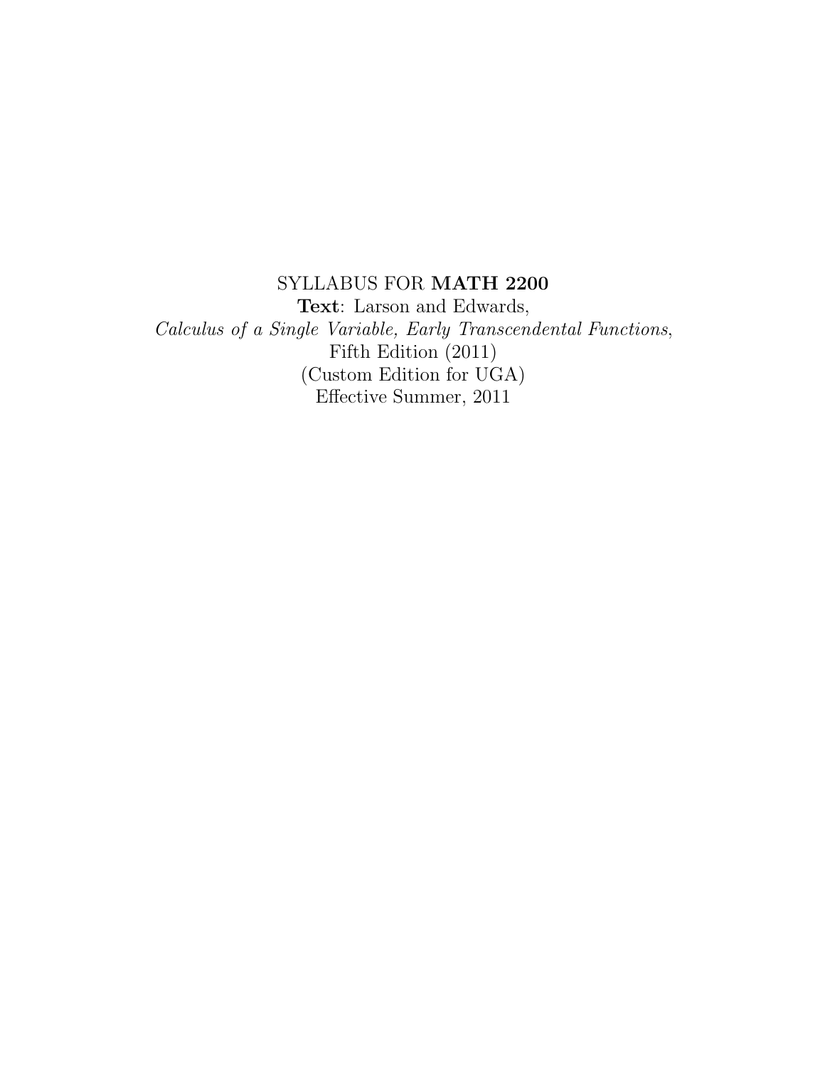SYLLABUS FOR **MATH 2200**

**Text**: Larson and Edwards,

*Calculus of a Single Variable, Early Transcendental Functions*,

Fifth Edition (2011)

(Custom Edition for UGA)

Effective Summer, 2011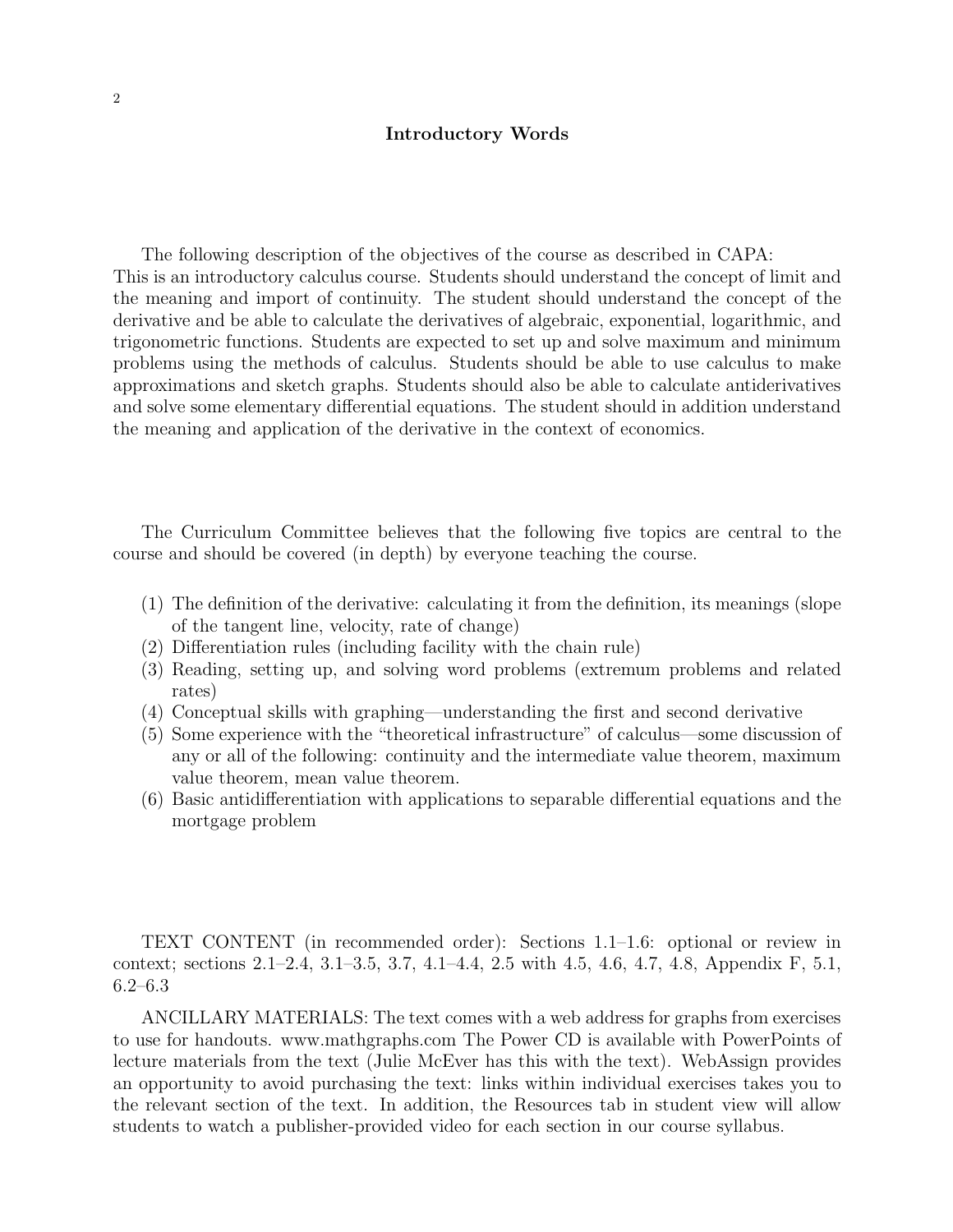## Introductory Words

The following description of the objectives of the course as described in CAPA:
This is an introductory calculus course. Students should understand the concept of limit and the meaning and import of continuity. The student should understand the concept of the derivative and be able to calculate the derivatives of algebraic, exponential, logarithmic, and trigonometric functions. Students are expected to set up and solve maximum and minimum problems using the methods of calculus. Students should be able to use calculus to make approximations and sketch graphs. Students should also be able to calculate antiderivatives and solve some elementary differential equations. The student should in addition understand the meaning and application of the derivative in the context of economics.

The Curriculum Committee believes that the following five topics are central to the course and should be covered (in depth) by everyone teaching the course.

(1) The definition of the derivative: calculating it from the definition, its meanings (slope of the tangent line, velocity, rate of change)
(2) Differentiation rules (including facility with the chain rule)
(3) Reading, setting up, and solving word problems (extremum problems and related rates)
(4) Conceptual skills with graphing—understanding the first and second derivative
(5) Some experience with the "theoretical infrastructure" of calculus—some discussion of any or all of the following: continuity and the intermediate value theorem, maximum value theorem, mean value theorem.
(6) Basic antidifferentiation with applications to separable differential equations and the mortgage problem

TEXT CONTENT (in recommended order): Sections 1.1–1.6: optional or review in context; sections 2.1–2.4, 3.1–3.5, 3.7, 4.1–4.4, 2.5 with 4.5, 4.6, 4.7, 4.8, Appendix F, 5.1, 6.2–6.3

ANCILLARY MATERIALS: The text comes with a web address for graphs from exercises to use for handouts. www.mathgraphs.com The Power CD is available with PowerPoints of lecture materials from the text (Julie McEver has this with the text). WebAssign provides an opportunity to avoid purchasing the text: links within individual exercises takes you to the relevant section of the text. In addition, the Resources tab in student view will allow students to watch a publisher-provided video for each section in our course syllabus.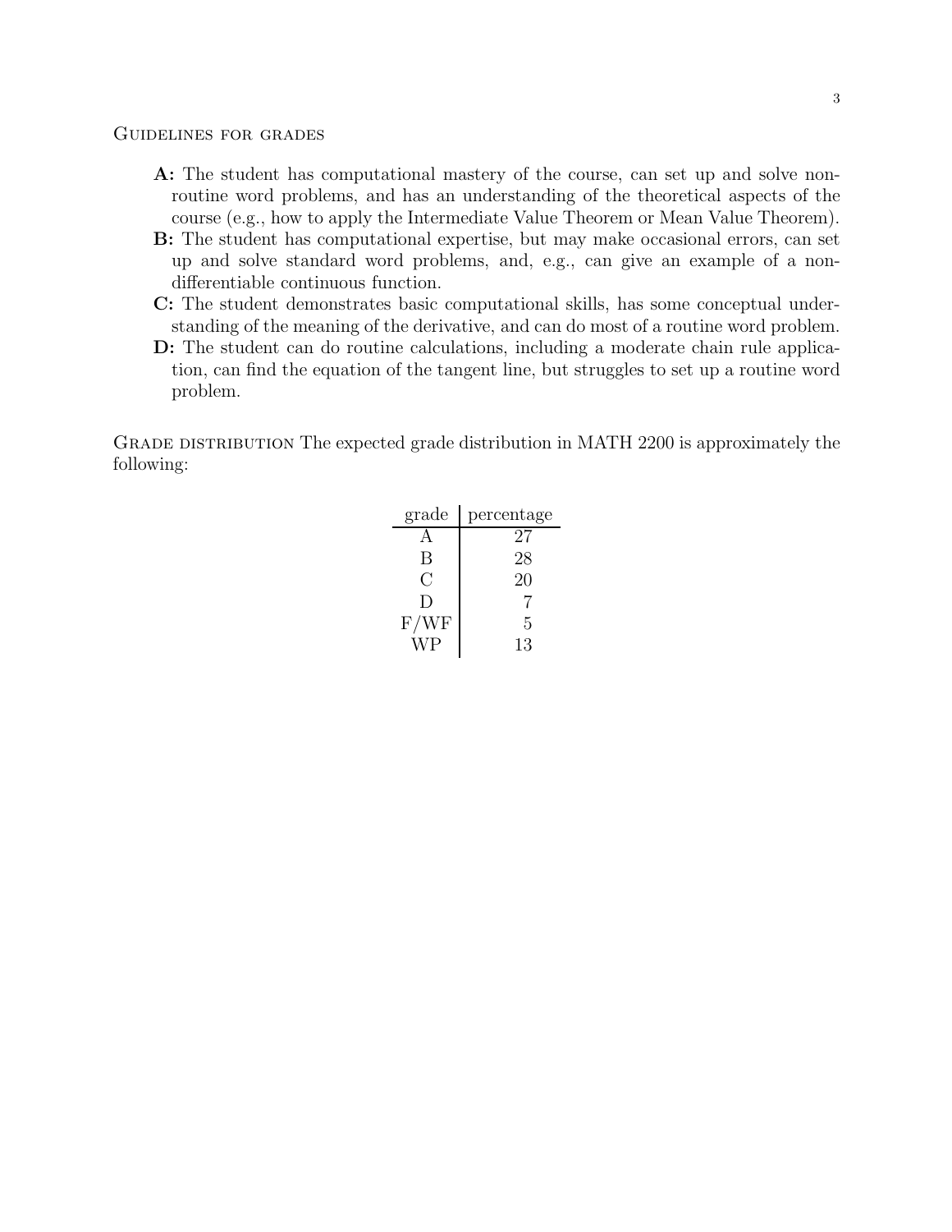## Guidelines for grades

- **A:** The student has computational mastery of the course, can set up and solve non-routine word problems, and has an understanding of the theoretical aspects of the course (e.g., how to apply the Intermediate Value Theorem or Mean Value Theorem).
- **B:** The student has computational expertise, but may make occasional errors, can set up and solve standard word problems, and, e.g., can give an example of a non-differentiable continuous function.
- **C:** The student demonstrates basic computational skills, has some conceptual understanding of the meaning of the derivative, and can do most of a routine word problem.
- **D:** The student can do routine calculations, including a moderate chain rule application, can find the equation of the tangent line, but struggles to set up a routine word problem.

## Grade distribution

The expected grade distribution in MATH 2200 is approximately the following:

| grade | percentage |
|---|---|
| A | 27 |
| B | 28 |
| C | 20 |
| D | 7 |
| F/WF | 5 |
| WP | 13 |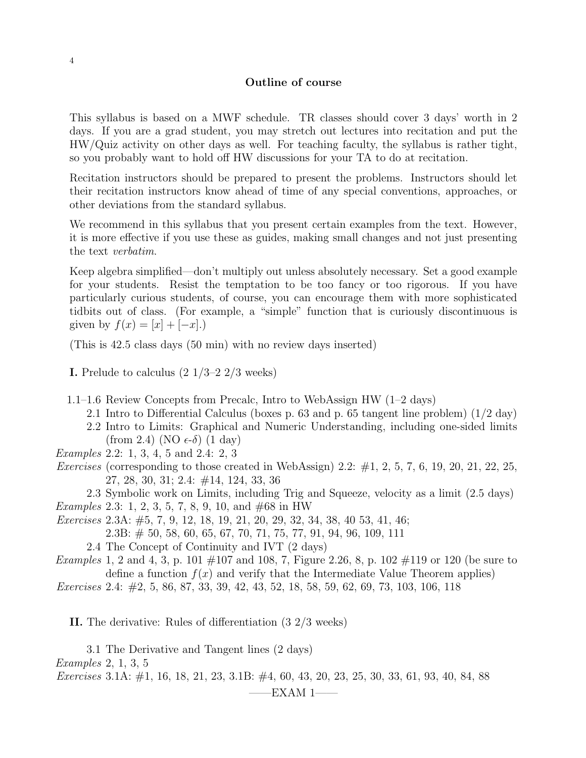## Outline of course

This syllabus is based on a MWF schedule. TR classes should cover 3 days' worth in 2 days. If you are a grad student, you may stretch out lectures into recitation and put the HW/Quiz activity on other days as well. For teaching faculty, the syllabus is rather tight, so you probably want to hold off HW discussions for your TA to do at recitation.

Recitation instructors should be prepared to present the problems. Instructors should let their recitation instructors know ahead of time of any special conventions, approaches, or other deviations from the standard syllabus.

We recommend in this syllabus that you present certain examples from the text. However, it is more effective if you use these as guides, making small changes and not just presenting the text *verbatim*.

Keep algebra simplified—don't multiply out unless absolutely necessary. Set a good example for your students. Resist the temptation to be too fancy or too rigorous. If you have particularly curious students, of course, you can encourage them with more sophisticated tidbits out of class. (For example, a "simple" function that is curiously discontinuous is given by $f(x) = [x] + [-x]$.)

(This is 42.5 class days (50 min) with no review days inserted)

**I.** Prelude to calculus (2 1/3–2 2/3 weeks)

1.1–1.6 Review Concepts from Precalc, Intro to WebAssign HW (1–2 days)

2.1 Intro to Differential Calculus (boxes p. 63 and p. 65 tangent line problem) (1/2 day)

2.2 Intro to Limits: Graphical and Numeric Understanding, including one-sided limits (from 2.4) (NO $\epsilon$-$\delta$) (1 day)

*Examples* 2.2: 1, 3, 4, 5 and 2.4: 2, 3

*Exercises* (corresponding to those created in WebAssign) 2.2: #1, 2, 5, 7, 6, 19, 20, 21, 22, 25, 27, 28, 30, 31; 2.4: #14, 124, 33, 36

2.3 Symbolic work on Limits, including Trig and Squeeze, velocity as a limit (2.5 days)

*Examples* 2.3: 1, 2, 3, 5, 7, 8, 9, 10, and #68 in HW

*Exercises* 2.3A: #5, 7, 9, 12, 18, 19, 21, 20, 29, 32, 34, 38, 40 53, 41, 46;
2.3B: # 50, 58, 60, 65, 67, 70, 71, 75, 77, 91, 94, 96, 109, 111

2.4 The Concept of Continuity and IVT (2 days)

*Examples* 1, 2 and 4, 3, p. 101 #107 and 108, 7, Figure 2.26, 8, p. 102 #119 or 120 (be sure to define a function $f(x)$ and verify that the Intermediate Value Theorem applies)

*Exercises* 2.4: #2, 5, 86, 87, 33, 39, 42, 43, 52, 18, 58, 59, 62, 69, 73, 103, 106, 118

**II.** The derivative: Rules of differentiation (3 2/3 weeks)

3.1 The Derivative and Tangent lines (2 days)

*Examples* 2, 1, 3, 5

*Exercises* 3.1A: #1, 16, 18, 21, 23, 3.1B: #4, 60, 43, 20, 23, 25, 30, 33, 61, 93, 40, 84, 88

——EXAM 1——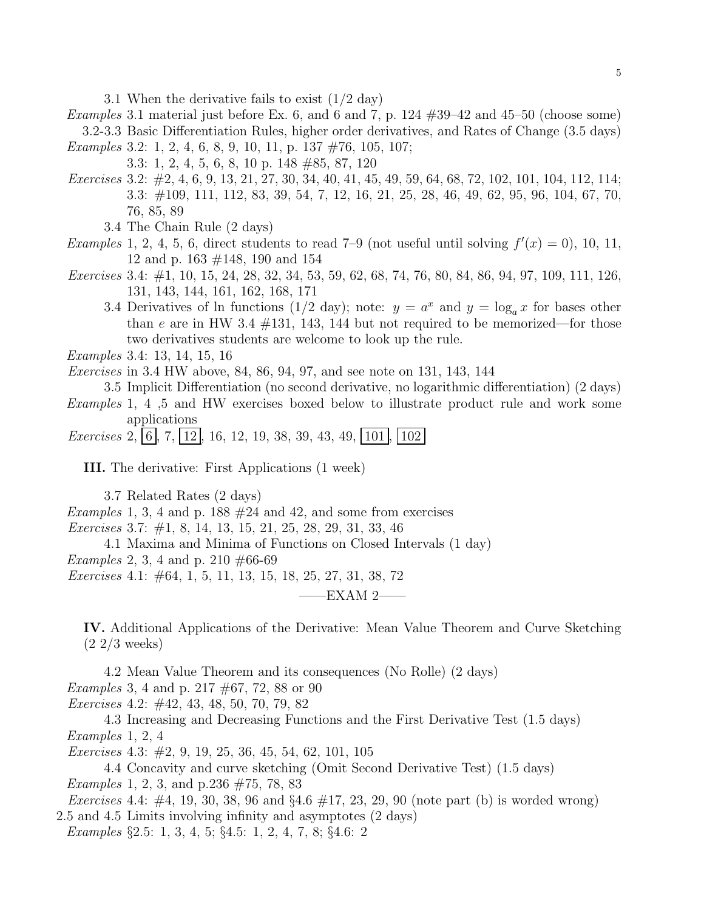3.1 When the derivative fails to exist (1/2 day)

*Examples* 3.1 material just before Ex. 6, and 6 and 7, p. 124 #39–42 and 45–50 (choose some)

3.2-3.3 Basic Differentiation Rules, higher order derivatives, and Rates of Change (3.5 days)

*Examples* 3.2: 1, 2, 4, 6, 8, 9, 10, 11, p. 137 #76, 105, 107;
3.3: 1, 2, 4, 5, 6, 8, 10 p. 148 #85, 87, 120

*Exercises* 3.2: #2, 4, 6, 9, 13, 21, 27, 30, 34, 40, 41, 45, 49, 59, 64, 68, 72, 102, 101, 104, 112, 114;
3.3: #109, 111, 112, 83, 39, 54, 7, 12, 16, 21, 25, 28, 46, 49, 62, 95, 96, 104, 67, 70, 76, 85, 89

3.4 The Chain Rule (2 days)

*Examples* 1, 2, 4, 5, 6, direct students to read 7–9 (not useful until solving $f'(x) = 0$), 10, 11, 12 and p. 163 #148, 190 and 154

*Exercises* 3.4: #1, 10, 15, 24, 28, 32, 34, 53, 59, 62, 68, 74, 76, 80, 84, 86, 94, 97, 109, 111, 126, 131, 143, 144, 161, 162, 168, 171

3.4 Derivatives of ln functions (1/2 day); note: $y = a^x$ and $y = \log_a x$ for bases other than $e$ are in HW 3.4 #131, 143, 144 but not required to be memorized—for those two derivatives students are welcome to look up the rule.

*Examples* 3.4: 13, 14, 15, 16

*Exercises* in 3.4 HW above, 84, 86, 94, 97, and see note on 131, 143, 144

3.5 Implicit Differentiation (no second derivative, no logarithmic differentiation) (2 days)

*Examples* 1, 4 ,5 and HW exercises boxed below to illustrate product rule and work some applications

*Exercises* 2, $\boxed{6}$, 7, $\boxed{12}$, 16, 12, 19, 38, 39, 43, 49, $\boxed{101}$, $\boxed{102}$

**III.** The derivative: First Applications (1 week)

3.7 Related Rates (2 days)

*Examples* 1, 3, 4 and p. 188 #24 and 42, and some from exercises

*Exercises* 3.7: #1, 8, 14, 13, 15, 21, 25, 28, 29, 31, 33, 46

4.1 Maxima and Minima of Functions on Closed Intervals (1 day)

*Examples* 2, 3, 4 and p. 210 #66-69

*Exercises* 4.1: #64, 1, 5, 11, 13, 15, 18, 25, 27, 31, 38, 72

——EXAM 2——

**IV.** Additional Applications of the Derivative: Mean Value Theorem and Curve Sketching (2 2/3 weeks)

4.2 Mean Value Theorem and its consequences (No Rolle) (2 days)

*Examples* 3, 4 and p. 217 #67, 72, 88 or 90

*Exercises* 4.2: #42, 43, 48, 50, 70, 79, 82

4.3 Increasing and Decreasing Functions and the First Derivative Test (1.5 days)

*Examples* 1, 2, 4

*Exercises* 4.3: #2, 9, 19, 25, 36, 45, 54, 62, 101, 105

4.4 Concavity and curve sketching (Omit Second Derivative Test) (1.5 days)

*Examples* 1, 2, 3, and p.236 #75, 78, 83

*Exercises* 4.4: #4, 19, 30, 38, 96 and §4.6 #17, 23, 29, 90 (note part (b) is worded wrong)

2.5 and 4.5 Limits involving infinity and asymptotes (2 days)

*Examples* §2.5: 1, 3, 4, 5; §4.5: 1, 2, 4, 7, 8; §4.6: 2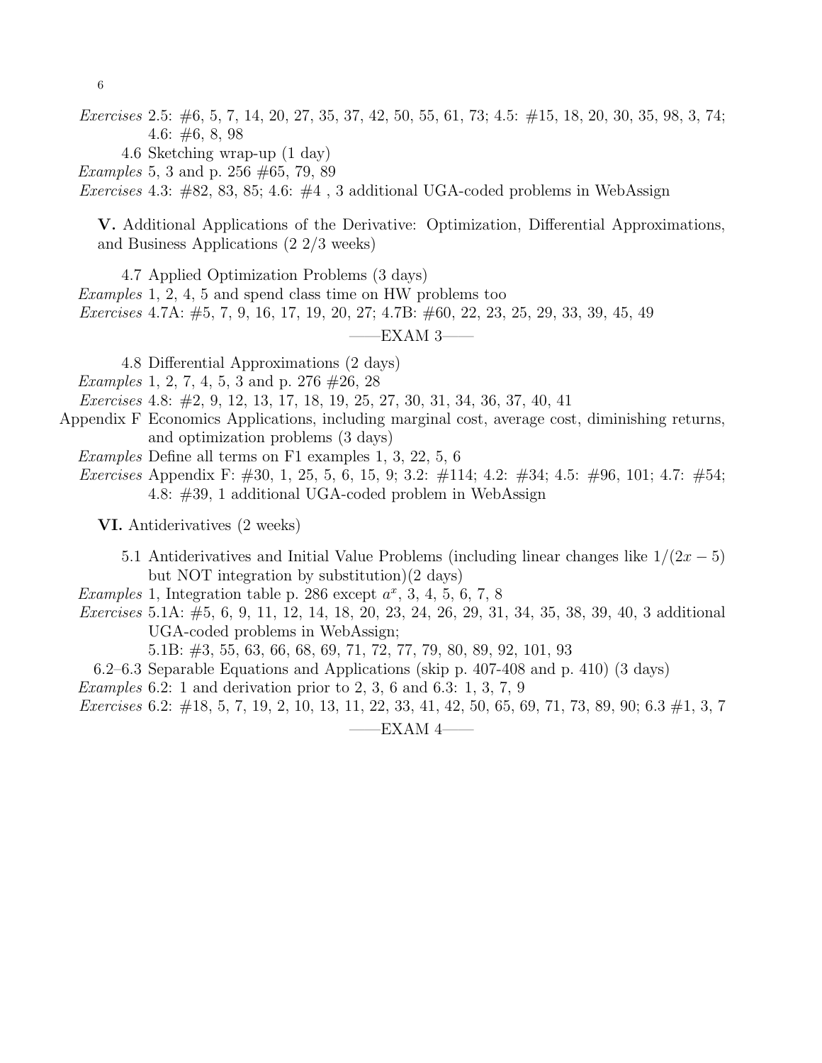*Exercises* 2.5: #6, 5, 7, 14, 20, 27, 35, 37, 42, 50, 55, 61, 73; 4.5: #15, 18, 20, 30, 35, 98, 3, 74; 4.6: #6, 8, 98

4.6 Sketching wrap-up (1 day)

*Examples* 5, 3 and p. 256 #65, 79, 89

*Exercises* 4.3: #82, 83, 85; 4.6: #4 , 3 additional UGA-coded problems in WebAssign

**V.** Additional Applications of the Derivative: Optimization, Differential Approximations, and Business Applications (2 2/3 weeks)

4.7 Applied Optimization Problems (3 days)

*Examples* 1, 2, 4, 5 and spend class time on HW problems too

*Exercises* 4.7A: #5, 7, 9, 16, 17, 19, 20, 27; 4.7B: #60, 22, 23, 25, 29, 33, 39, 45, 49

——EXAM 3——

4.8 Differential Approximations (2 days)

*Examples* 1, 2, 7, 4, 5, 3 and p. 276 #26, 28

*Exercises* 4.8: #2, 9, 12, 13, 17, 18, 19, 25, 27, 30, 31, 34, 36, 37, 40, 41

Appendix F Economics Applications, including marginal cost, average cost, diminishing returns, and optimization problems (3 days)

*Examples* Define all terms on F1 examples 1, 3, 22, 5, 6

*Exercises* Appendix F: #30, 1, 25, 5, 6, 15, 9; 3.2: #114; 4.2: #34; 4.5: #96, 101; 4.7: #54; 4.8: #39, 1 additional UGA-coded problem in WebAssign

**VI.** Antiderivatives (2 weeks)

5.1 Antiderivatives and Initial Value Problems (including linear changes like $1/(2x-5)$ but NOT integration by substitution)(2 days)

*Examples* 1, Integration table p. 286 except $a^x$, 3, 4, 5, 6, 7, 8

*Exercises* 5.1A: #5, 6, 9, 11, 12, 14, 18, 20, 23, 24, 26, 29, 31, 34, 35, 38, 39, 40, 3 additional UGA-coded problems in WebAssign;
5.1B: #3, 55, 63, 66, 68, 69, 71, 72, 77, 79, 80, 89, 92, 101, 93

6.2–6.3 Separable Equations and Applications (skip p. 407-408 and p. 410) (3 days)

*Examples* 6.2: 1 and derivation prior to 2, 3, 6 and 6.3: 1, 3, 7, 9

*Exercises* 6.2: #18, 5, 7, 19, 2, 10, 13, 11, 22, 33, 41, 42, 50, 65, 69, 71, 73, 89, 90; 6.3 #1, 3, 7

——EXAM 4——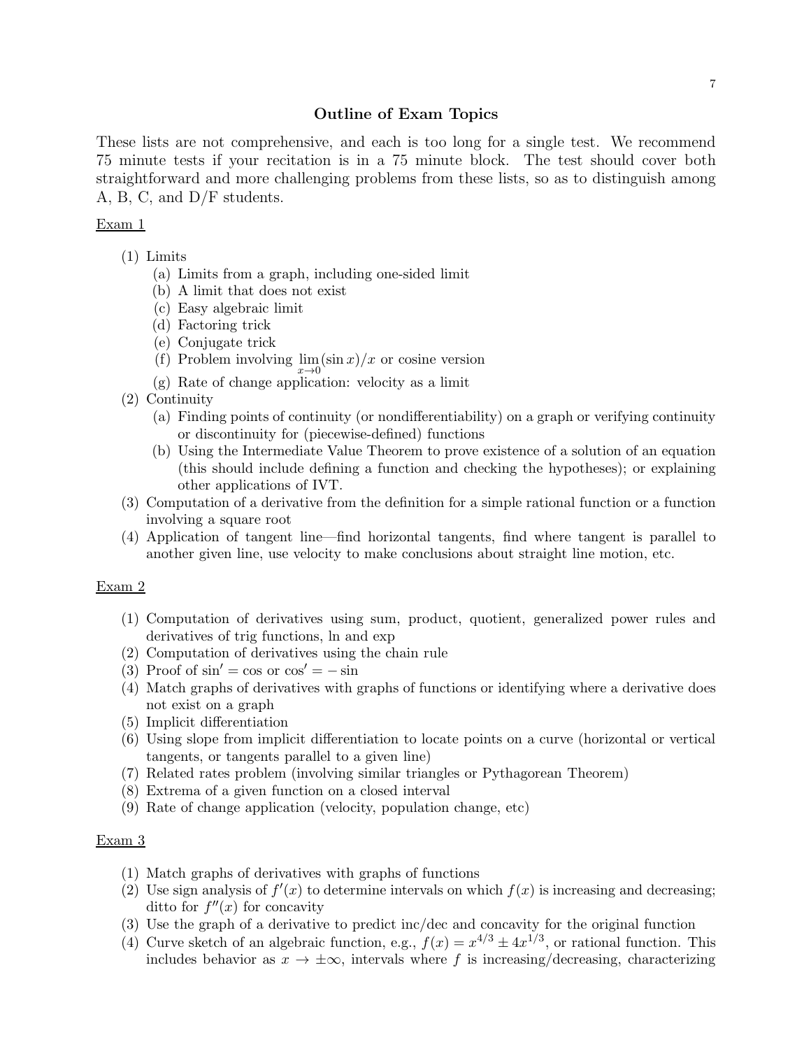## Outline of Exam Topics

These lists are not comprehensive, and each is too long for a single test. We recommend 75 minute tests if your recitation is in a 75 minute block. The test should cover both straightforward and more challenging problems from these lists, so as to distinguish among A, B, C, and D/F students.

<u>Exam 1</u>

(1) Limits
  (a) Limits from a graph, including one-sided limit
  (b) A limit that does not exist
  (c) Easy algebraic limit
  (d) Factoring trick
  (e) Conjugate trick
  (f) Problem involving $\lim_{x\to 0}(\sin x)/x$ or cosine version
  (g) Rate of change application: velocity as a limit

(2) Continuity
  (a) Finding points of continuity (or nondifferentiability) on a graph or verifying continuity or discontinuity for (piecewise-defined) functions
  (b) Using the Intermediate Value Theorem to prove existence of a solution of an equation (this should include defining a function and checking the hypotheses); or explaining other applications of IVT.

(3) Computation of a derivative from the definition for a simple rational function or a function involving a square root

(4) Application of tangent line—find horizontal tangents, find where tangent is parallel to another given line, use velocity to make conclusions about straight line motion, etc.

<u>Exam 2</u>

(1) Computation of derivatives using sum, product, quotient, generalized power rules and derivatives of trig functions, ln and exp
(2) Computation of derivatives using the chain rule
(3) Proof of $\sin' = \cos$ or $\cos' = -\sin$
(4) Match graphs of derivatives with graphs of functions or identifying where a derivative does not exist on a graph
(5) Implicit differentiation
(6) Using slope from implicit differentiation to locate points on a curve (horizontal or vertical tangents, or tangents parallel to a given line)
(7) Related rates problem (involving similar triangles or Pythagorean Theorem)
(8) Extrema of a given function on a closed interval
(9) Rate of change application (velocity, population change, etc)

<u>Exam 3</u>

(1) Match graphs of derivatives with graphs of functions
(2) Use sign analysis of $f'(x)$ to determine intervals on which $f(x)$ is increasing and decreasing; ditto for $f''(x)$ for concavity
(3) Use the graph of a derivative to predict inc/dec and concavity for the original function
(4) Curve sketch of an algebraic function, e.g., $f(x) = x^{4/3} \pm 4x^{1/3}$, or rational function. This includes behavior as $x \to \pm\infty$, intervals where $f$ is increasing/decreasing, characterizing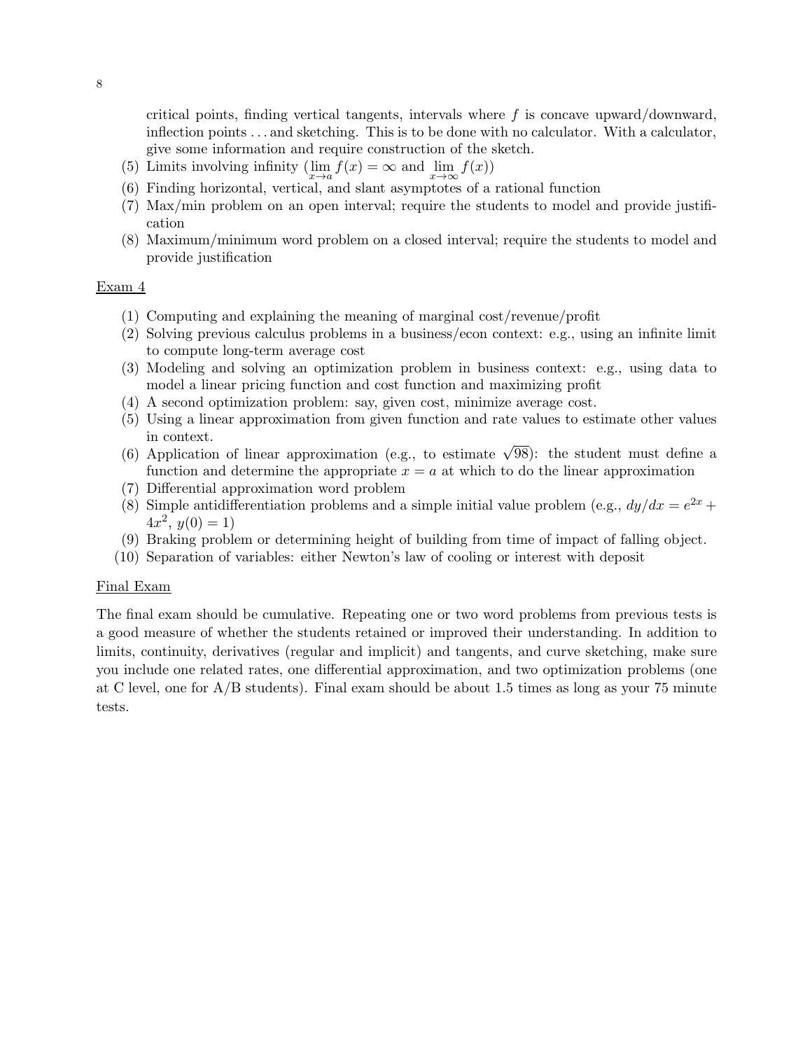critical points, finding vertical tangents, intervals where $f$ is concave upward/downward, inflection points . . . and sketching. This is to be done with no calculator. With a calculator, give some information and require construction of the sketch.

(5) Limits involving infinity ($\lim_{x\to a} f(x) = \infty$ and $\lim_{x\to\infty} f(x)$)
(6) Finding horizontal, vertical, and slant asymptotes of a rational function
(7) Max/min problem on an open interval; require the students to model and provide justification
(8) Maximum/minimum word problem on a closed interval; require the students to model and provide justification

Exam 4

(1) Computing and explaining the meaning of marginal cost/revenue/profit
(2) Solving previous calculus problems in a business/econ context: e.g., using an infinite limit to compute long-term average cost
(3) Modeling and solving an optimization problem in business context: e.g., using data to model a linear pricing function and cost function and maximizing profit
(4) A second optimization problem: say, given cost, minimize average cost.
(5) Using a linear approximation from given function and rate values to estimate other values in context.
(6) Application of linear approximation (e.g., to estimate $\sqrt{98}$): the student must define a function and determine the appropriate $x = a$ at which to do the linear approximation
(7) Differential approximation word problem
(8) Simple antidifferentiation problems and a simple initial value problem (e.g., $dy/dx = e^{2x} + 4x^2$, $y(0) = 1$)
(9) Braking problem or determining height of building from time of impact of falling object.
(10) Separation of variables: either Newton's law of cooling or interest with deposit

Final Exam

The final exam should be cumulative. Repeating one or two word problems from previous tests is a good measure of whether the students retained or improved their understanding. In addition to limits, continuity, derivatives (regular and implicit) and tangents, and curve sketching, make sure you include one related rates, one differential approximation, and two optimization problems (one at C level, one for A/B students). Final exam should be about 1.5 times as long as your 75 minute tests.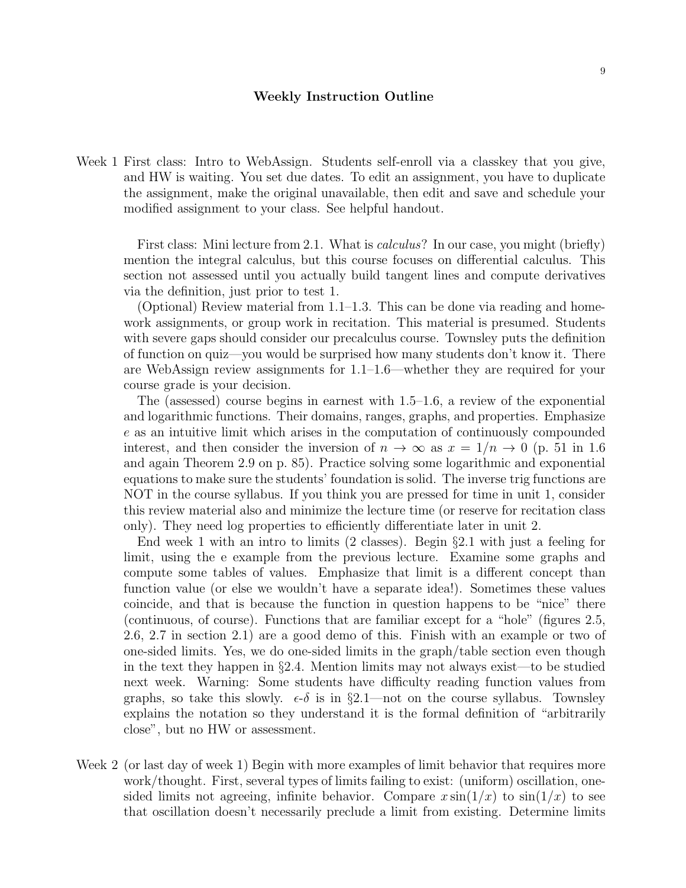## Weekly Instruction Outline

**Week 1** First class: Intro to WebAssign. Students self-enroll via a classkey that you give, and HW is waiting. You set due dates. To edit an assignment, you have to duplicate the assignment, make the original unavailable, then edit and save and schedule your modified assignment to your class. See helpful handout.

First class: Mini lecture from 2.1. What is *calculus*? In our case, you might (briefly) mention the integral calculus, but this course focuses on differential calculus. This section not assessed until you actually build tangent lines and compute derivatives via the definition, just prior to test 1.

(Optional) Review material from 1.1–1.3. This can be done via reading and homework assignments, or group work in recitation. This material is presumed. Students with severe gaps should consider our precalculus course. Townsley puts the definition of function on quiz—you would be surprised how many students don't know it. There are WebAssign review assignments for 1.1–1.6—whether they are required for your course grade is your decision.

The (assessed) course begins in earnest with 1.5–1.6, a review of the exponential and logarithmic functions. Their domains, ranges, graphs, and properties. Emphasize $e$ as an intuitive limit which arises in the computation of continuously compounded interest, and then consider the inversion of $n \to \infty$ as $x = 1/n \to 0$ (p. 51 in 1.6 and again Theorem 2.9 on p. 85). Practice solving some logarithmic and exponential equations to make sure the students' foundation is solid. The inverse trig functions are NOT in the course syllabus. If you think you are pressed for time in unit 1, consider this review material also and minimize the lecture time (or reserve for recitation class only). They need log properties to efficiently differentiate later in unit 2.

End week 1 with an intro to limits (2 classes). Begin §2.1 with just a feeling for limit, using the e example from the previous lecture. Examine some graphs and compute some tables of values. Emphasize that limit is a different concept than function value (or else we wouldn't have a separate idea!). Sometimes these values coincide, and that is because the function in question happens to be "nice" there (continuous, of course). Functions that are familiar except for a "hole" (figures 2.5, 2.6, 2.7 in section 2.1) are a good demo of this. Finish with an example or two of one-sided limits. Yes, we do one-sided limits in the graph/table section even though in the text they happen in §2.4. Mention limits may not always exist—to be studied next week. Warning: Some students have difficulty reading function values from graphs, so take this slowly. $\epsilon$-$\delta$ is in §2.1—not on the course syllabus. Townsley explains the notation so they understand it is the formal definition of "arbitrarily close", but no HW or assessment.

**Week 2** (or last day of week 1) Begin with more examples of limit behavior that requires more work/thought. First, several types of limits failing to exist: (uniform) oscillation, one-sided limits not agreeing, infinite behavior. Compare $x\sin(1/x)$ to $\sin(1/x)$ to see that oscillation doesn't necessarily preclude a limit from existing. Determine limits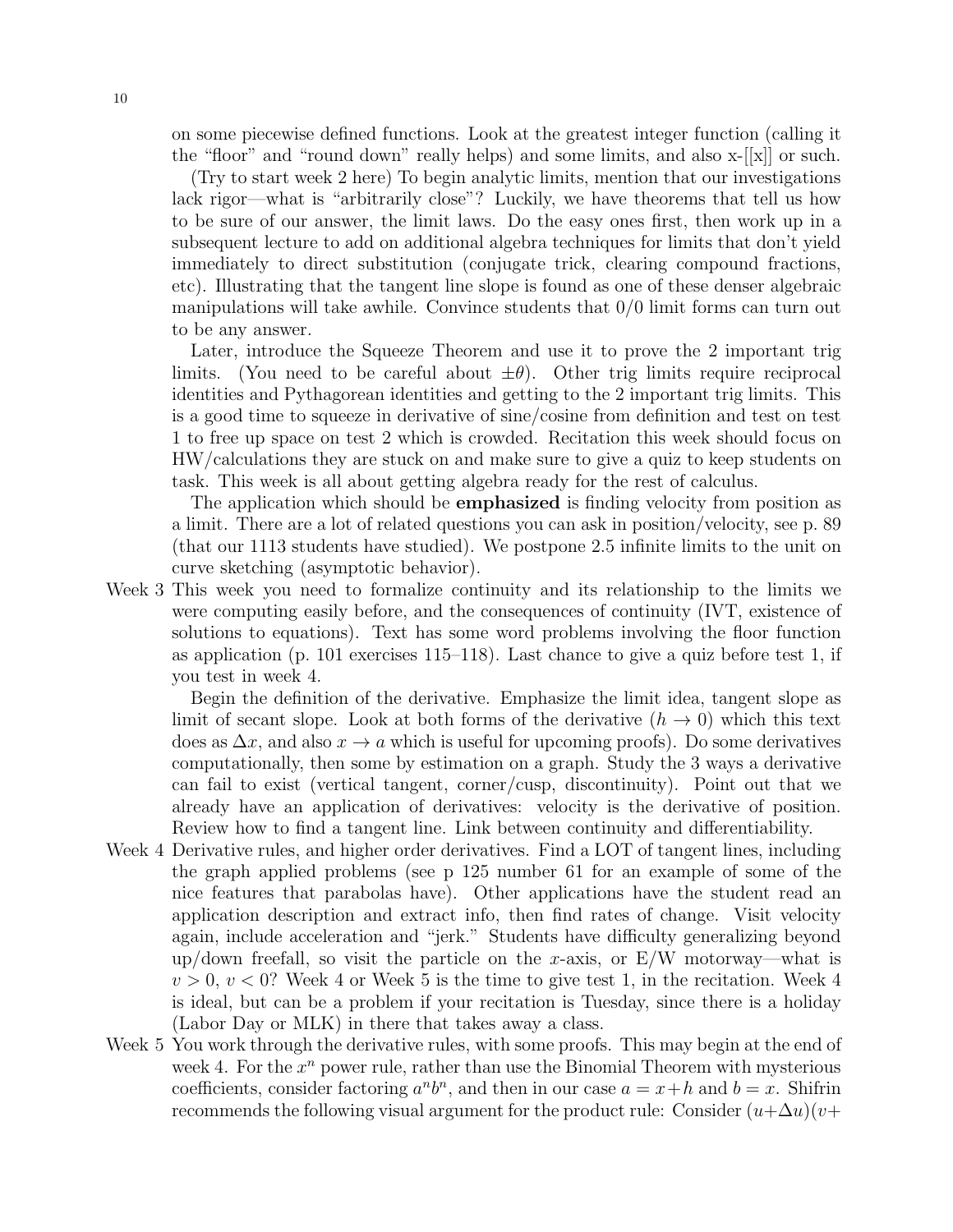on some piecewise defined functions. Look at the greatest integer function (calling it the "floor" and "round down" really helps) and some limits, and also x-[[x]] or such.

(Try to start week 2 here) To begin analytic limits, mention that our investigations lack rigor—what is "arbitrarily close"? Luckily, we have theorems that tell us how to be sure of our answer, the limit laws. Do the easy ones first, then work up in a subsequent lecture to add on additional algebra techniques for limits that don't yield immediately to direct substitution (conjugate trick, clearing compound fractions, etc). Illustrating that the tangent line slope is found as one of these denser algebraic manipulations will take awhile. Convince students that 0/0 limit forms can turn out to be any answer.

Later, introduce the Squeeze Theorem and use it to prove the 2 important trig limits. (You need to be careful about $\pm\theta$). Other trig limits require reciprocal identities and Pythagorean identities and getting to the 2 important trig limits. This is a good time to squeeze in derivative of sine/cosine from definition and test on test 1 to free up space on test 2 which is crowded. Recitation this week should focus on HW/calculations they are stuck on and make sure to give a quiz to keep students on task. This week is all about getting algebra ready for the rest of calculus.

The application which should be **emphasized** is finding velocity from position as a limit. There are a lot of related questions you can ask in position/velocity, see p. 89 (that our 1113 students have studied). We postpone 2.5 infinite limits to the unit on curve sketching (asymptotic behavior).

**Week 3** This week you need to formalize continuity and its relationship to the limits we were computing easily before, and the consequences of continuity (IVT, existence of solutions to equations). Text has some word problems involving the floor function as application (p. 101 exercises 115–118). Last chance to give a quiz before test 1, if you test in week 4.

Begin the definition of the derivative. Emphasize the limit idea, tangent slope as limit of secant slope. Look at both forms of the derivative ($h \to 0$) which this text does as $\Delta x$, and also $x \to a$ which is useful for upcoming proofs). Do some derivatives computationally, then some by estimation on a graph. Study the 3 ways a derivative can fail to exist (vertical tangent, corner/cusp, discontinuity). Point out that we already have an application of derivatives: velocity is the derivative of position. Review how to find a tangent line. Link between continuity and differentiability.

**Week 4** Derivative rules, and higher order derivatives. Find a LOT of tangent lines, including the graph applied problems (see p 125 number 61 for an example of some of the nice features that parabolas have). Other applications have the student read an application description and extract info, then find rates of change. Visit velocity again, include acceleration and "jerk." Students have difficulty generalizing beyond up/down freefall, so visit the particle on the $x$-axis, or E/W motorway—what is $v > 0$, $v < 0$? Week 4 or Week 5 is the time to give test 1, in the recitation. Week 4 is ideal, but can be a problem if your recitation is Tuesday, since there is a holiday (Labor Day or MLK) in there that takes away a class.

**Week 5** You work through the derivative rules, with some proofs. This may begin at the end of week 4. For the $x^n$ power rule, rather than use the Binomial Theorem with mysterious coefficients, consider factoring $a^n b^n$, and then in our case $a = x+h$ and $b = x$. Shifrin recommends the following visual argument for the product rule: Consider $(u+\Delta u)(v+$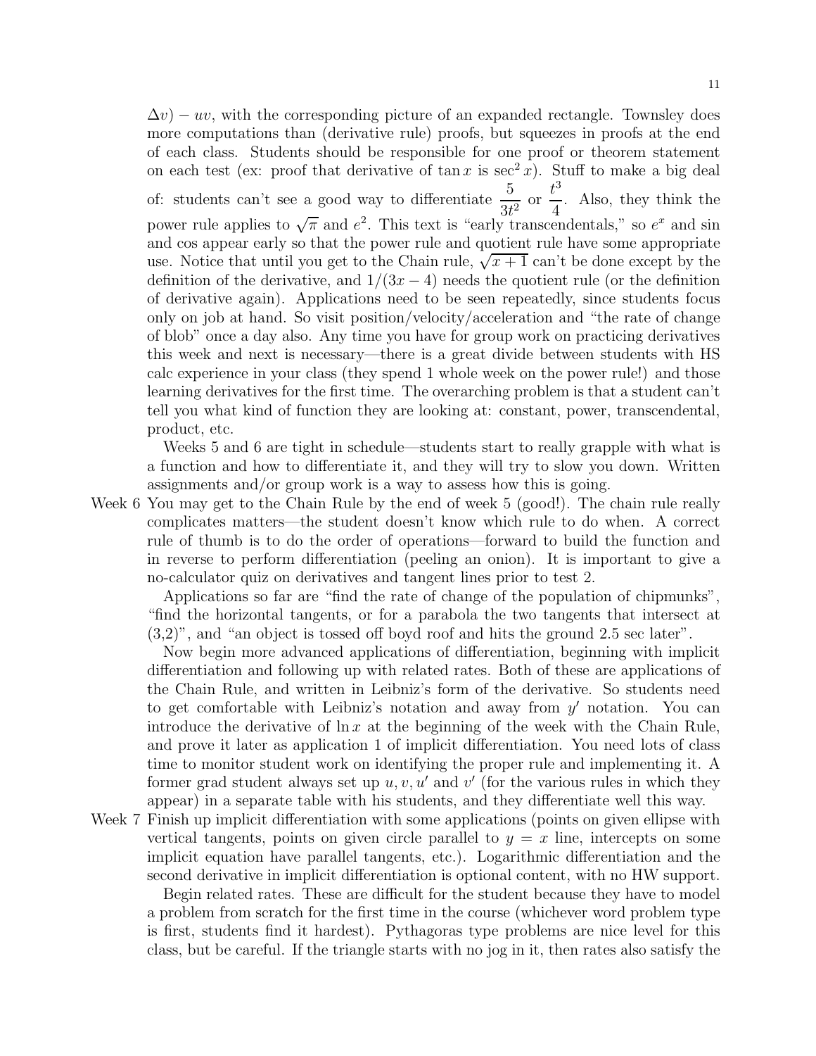$\Delta v) - uv$, with the corresponding picture of an expanded rectangle. Townsley does more computations than (derivative rule) proofs, but squeezes in proofs at the end of each class. Students should be responsible for one proof or theorem statement on each test (ex: proof that derivative of $\tan x$ is $\sec^2 x$). Stuff to make a big deal of: students can't see a good way to differentiate $\frac{5}{3t^2}$ or $\frac{t^3}{4}$. Also, they think the power rule applies to $\sqrt{\pi}$ and $e^2$. This text is "early transcendentals," so $e^x$ and sin and cos appear early so that the power rule and quotient rule have some appropriate use. Notice that until you get to the Chain rule, $\sqrt{x+1}$ can't be done except by the definition of the derivative, and $1/(3x-4)$ needs the quotient rule (or the definition of derivative again). Applications need to be seen repeatedly, since students focus only on job at hand. So visit position/velocity/acceleration and "the rate of change of blob" once a day also. Any time you have for group work on practicing derivatives this week and next is necessary—there is a great divide between students with HS calc experience in your class (they spend 1 whole week on the power rule!) and those learning derivatives for the first time. The overarching problem is that a student can't tell you what kind of function they are looking at: constant, power, transcendental, product, etc.

Weeks 5 and 6 are tight in schedule—students start to really grapple with what is a function and how to differentiate it, and they will try to slow you down. Written assignments and/or group work is a way to assess how this is going.

Week 6 You may get to the Chain Rule by the end of week 5 (good!). The chain rule really complicates matters—the student doesn't know which rule to do when. A correct rule of thumb is to do the order of operations—forward to build the function and in reverse to perform differentiation (peeling an onion). It is important to give a no-calculator quiz on derivatives and tangent lines prior to test 2.

Applications so far are "find the rate of change of the population of chipmunks", "find the horizontal tangents, or for a parabola the two tangents that intersect at (3,2)", and "an object is tossed off boyd roof and hits the ground 2.5 sec later".

Now begin more advanced applications of differentiation, beginning with implicit differentiation and following up with related rates. Both of these are applications of the Chain Rule, and written in Leibniz's form of the derivative. So students need to get comfortable with Leibniz's notation and away from $y'$ notation. You can introduce the derivative of $\ln x$ at the beginning of the week with the Chain Rule, and prove it later as application 1 of implicit differentiation. You need lots of class time to monitor student work on identifying the proper rule and implementing it. A former grad student always set up $u, v, u'$ and $v'$ (for the various rules in which they appear) in a separate table with his students, and they differentiate well this way.

Week 7 Finish up implicit differentiation with some applications (points on given ellipse with vertical tangents, points on given circle parallel to $y = x$ line, intercepts on some implicit equation have parallel tangents, etc.). Logarithmic differentiation and the second derivative in implicit differentiation is optional content, with no HW support.

Begin related rates. These are difficult for the student because they have to model a problem from scratch for the first time in the course (whichever word problem type is first, students find it hardest). Pythagoras type problems are nice level for this class, but be careful. If the triangle starts with no jog in it, then rates also satisfy the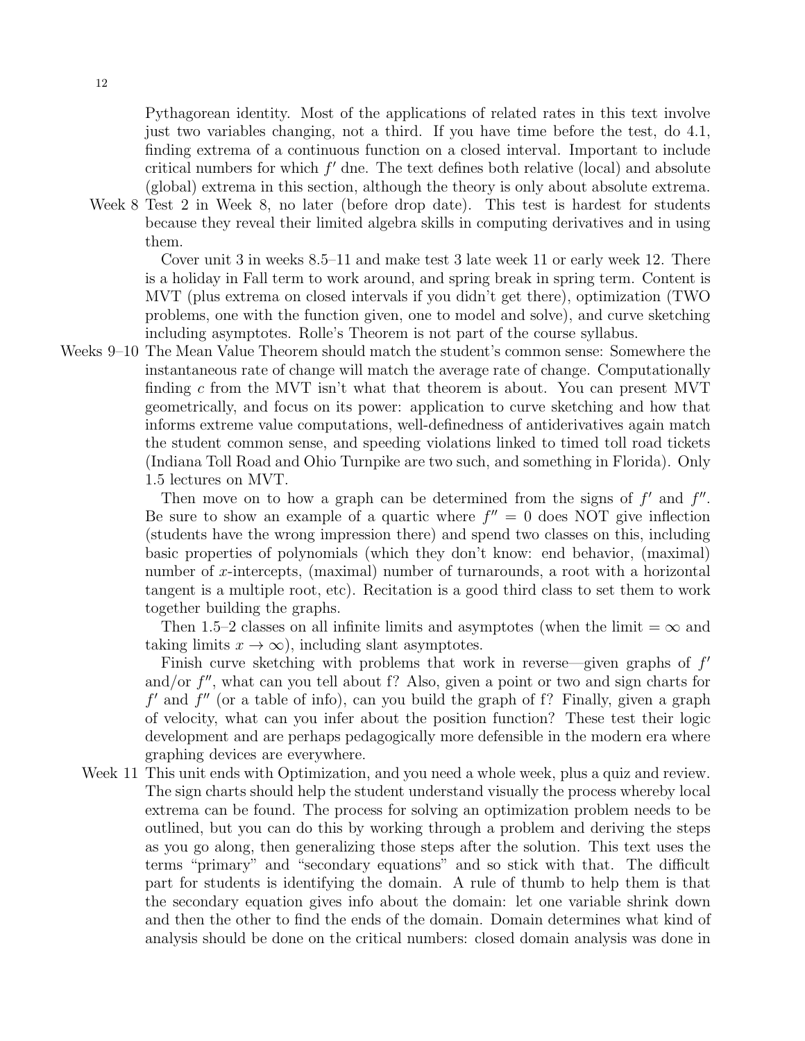Pythagorean identity. Most of the applications of related rates in this text involve just two variables changing, not a third. If you have time before the test, do 4.1, finding extrema of a continuous function on a closed interval. Important to include critical numbers for which $f'$ dne. The text defines both relative (local) and absolute (global) extrema in this section, although the theory is only about absolute extrema.

**Week 8** Test 2 in Week 8, no later (before drop date). This test is hardest for students because they reveal their limited algebra skills in computing derivatives and in using them.

Cover unit 3 in weeks 8.5–11 and make test 3 late week 11 or early week 12. There is a holiday in Fall term to work around, and spring break in spring term. Content is MVT (plus extrema on closed intervals if you didn't get there), optimization (TWO problems, one with the function given, one to model and solve), and curve sketching including asymptotes. Rolle's Theorem is not part of the course syllabus.

**Weeks 9–10** The Mean Value Theorem should match the student's common sense: Somewhere the instantaneous rate of change will match the average rate of change. Computationally finding $c$ from the MVT isn't what that theorem is about. You can present MVT geometrically, and focus on its power: application to curve sketching and how that informs extreme value computations, well-definedness of antiderivatives again match the student common sense, and speeding violations linked to timed toll road tickets (Indiana Toll Road and Ohio Turnpike are two such, and something in Florida). Only 1.5 lectures on MVT.

Then move on to how a graph can be determined from the signs of $f'$ and $f''$. Be sure to show an example of a quartic where $f'' = 0$ does NOT give inflection (students have the wrong impression there) and spend two classes on this, including basic properties of polynomials (which they don't know: end behavior, (maximal) number of $x$-intercepts, (maximal) number of turnarounds, a root with a horizontal tangent is a multiple root, etc). Recitation is a good third class to set them to work together building the graphs.

Then 1.5–2 classes on all infinite limits and asymptotes (when the limit $= \infty$ and taking limits $x \to \infty$), including slant asymptotes.

Finish curve sketching with problems that work in reverse—given graphs of $f'$ and/or $f''$, what can you tell about f? Also, given a point or two and sign charts for $f'$ and $f''$ (or a table of info), can you build the graph of f? Finally, given a graph of velocity, what can you infer about the position function? These test their logic development and are perhaps pedagogically more defensible in the modern era where graphing devices are everywhere.

**Week 11** This unit ends with Optimization, and you need a whole week, plus a quiz and review. The sign charts should help the student understand visually the process whereby local extrema can be found. The process for solving an optimization problem needs to be outlined, but you can do this by working through a problem and deriving the steps as you go along, then generalizing those steps after the solution. This text uses the terms "primary" and "secondary equations" and so stick with that. The difficult part for students is identifying the domain. A rule of thumb to help them is that the secondary equation gives info about the domain: let one variable shrink down and then the other to find the ends of the domain. Domain determines what kind of analysis should be done on the critical numbers: closed domain analysis was done in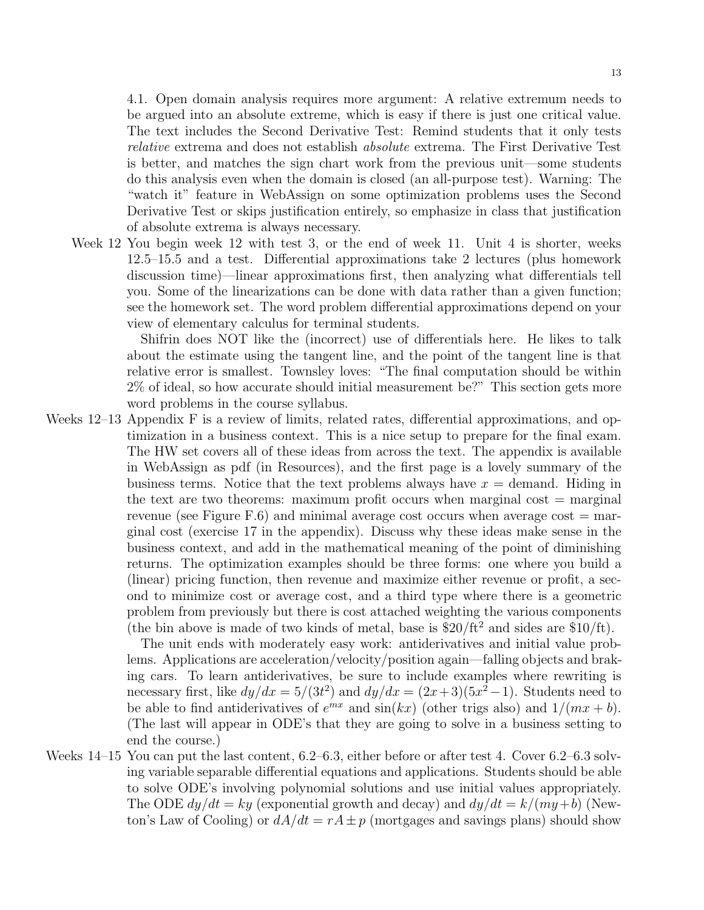4.1. Open domain analysis requires more argument: A relative extremum needs to be argued into an absolute extreme, which is easy if there is just one critical value. The text includes the Second Derivative Test: Remind students that it only tests *relative* extrema and does not establish *absolute* extrema. The First Derivative Test is better, and matches the sign chart work from the previous unit—some students do this analysis even when the domain is closed (an all-purpose test). Warning: The "watch it" feature in WebAssign on some optimization problems uses the Second Derivative Test or skips justification entirely, so emphasize in class that justification of absolute extrema is always necessary.

**Week 12** You begin week 12 with test 3, or the end of week 11. Unit 4 is shorter, weeks 12.5–15.5 and a test. Differential approximations take 2 lectures (plus homework discussion time)—linear approximations first, then analyzing what differentials tell you. Some of the linearizations can be done with data rather than a given function; see the homework set. The word problem differential approximations depend on your view of elementary calculus for terminal students.

Shifrin does NOT like the (incorrect) use of differentials here. He likes to talk about the estimate using the tangent line, and the point of the tangent line is that relative error is smallest. Townsley loves: "The final computation should be within 2% of ideal, so how accurate should initial measurement be?" This section gets more word problems in the course syllabus.

**Weeks 12–13** Appendix F is a review of limits, related rates, differential approximations, and optimization in a business context. This is a nice setup to prepare for the final exam. The HW set covers all of these ideas from across the text. The appendix is available in WebAssign as pdf (in Resources), and the first page is a lovely summary of the business terms. Notice that the text problems always have $x$ = demand. Hiding in the text are two theorems: maximum profit occurs when marginal cost = marginal revenue (see Figure F.6) and minimal average cost occurs when average cost = marginal cost (exercise 17 in the appendix). Discuss why these ideas make sense in the business context, and add in the mathematical meaning of the point of diminishing returns. The optimization examples should be three forms: one where you build a (linear) pricing function, then revenue and maximize either revenue or profit, a second to minimize cost or average cost, and a third type where there is a geometric problem from previously but there is cost attached weighting the various components (the bin above is made of two kinds of metal, base is $\$20/\text{ft}^2$ and sides are $\$10/\text{ft}$).

The unit ends with moderately easy work: antiderivatives and initial value problems. Applications are acceleration/velocity/position again—falling objects and braking cars. To learn antiderivatives, be sure to include examples where rewriting is necessary first, like $dy/dx = 5/(3t^2)$ and $dy/dx = (2x+3)(5x^2-1)$. Students need to be able to find antiderivatives of $e^{mx}$ and $\sin(kx)$ (other trigs also) and $1/(mx+b)$. (The last will appear in ODE's that they are going to solve in a business setting to end the course.)

**Weeks 14–15** You can put the last content, 6.2–6.3, either before or after test 4. Cover 6.2–6.3 solving variable separable differential equations and applications. Students should be able to solve ODE's involving polynomial solutions and use initial values appropriately. The ODE $dy/dt = ky$ (exponential growth and decay) and $dy/dt = k/(my+b)$ (Newton's Law of Cooling) or $dA/dt = rA \pm p$ (mortgages and savings plans) should show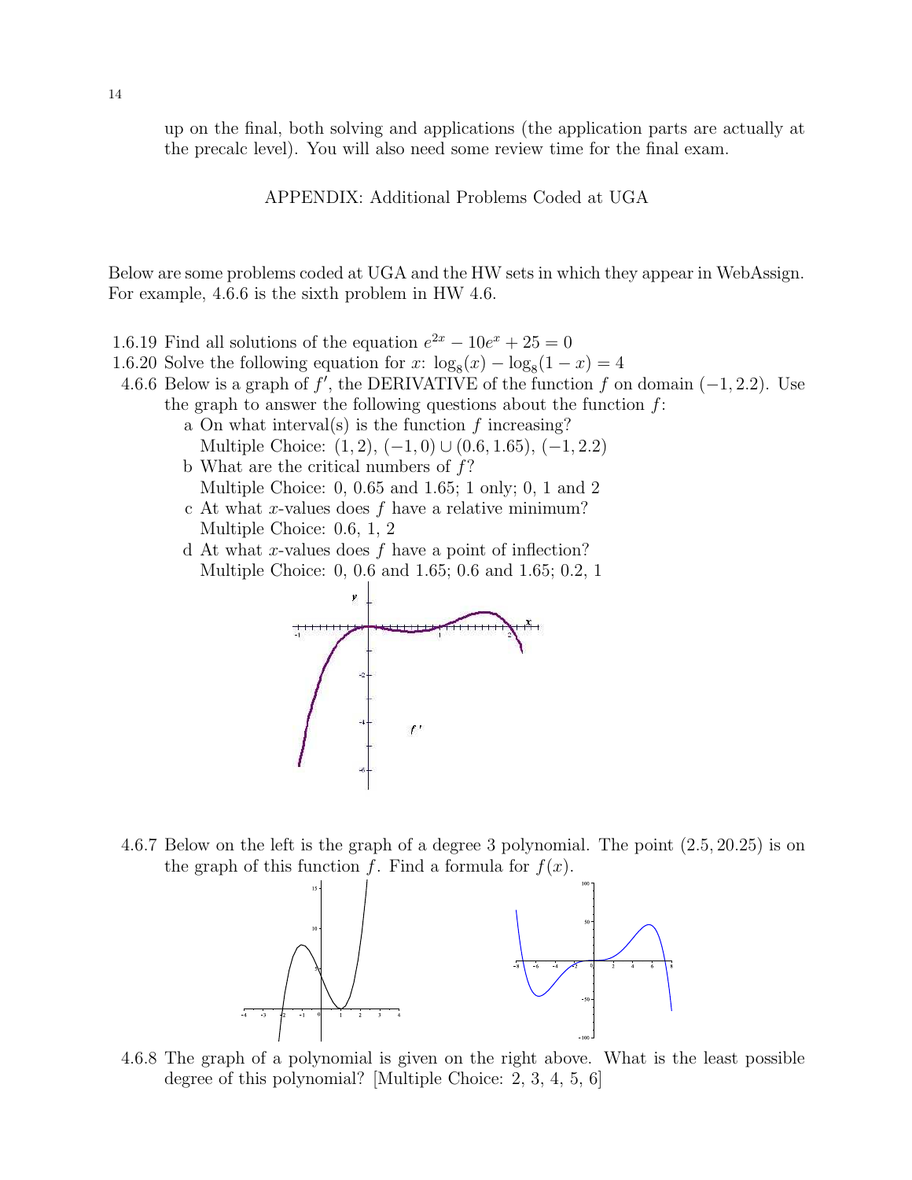up on the final, both solving and applications (the application parts are actually at the precalc level). You will also need some review time for the final exam.

APPENDIX: Additional Problems Coded at UGA

Below are some problems coded at UGA and the HW sets in which they appear in WebAssign. For example, 4.6.6 is the sixth problem in HW 4.6.

1.6.19 Find all solutions of the equation $e^{2x} - 10e^x + 25 = 0$

1.6.20 Solve the following equation for $x$: $\log_8(x) - \log_8(1 - x) = 4$

4.6.6 Below is a graph of $f'$, the DERIVATIVE of the function $f$ on domain $(-1, 2.2)$. Use the graph to answer the following questions about the function $f$:

- a On what interval(s) is the function $f$ increasing? Multiple Choice: $(1, 2)$, $(-1, 0) \cup (0.6, 1.65)$, $(-1, 2.2)$
- b What are the critical numbers of $f$? Multiple Choice: 0, 0.65 and 1.65; 1 only; 0, 1 and 2
- c At what $x$-values does $f$ have a relative minimum? Multiple Choice: 0.6, 1, 2
- d At what $x$-values does $f$ have a point of inflection? Multiple Choice: 0, 0.6 and 1.65; 0.6 and 1.65; 0.2, 1

4.6.7 Below on the left is the graph of a degree 3 polynomial. The point $(2.5, 20.25)$ is on the graph of this function $f$. Find a formula for $f(x)$.

4.6.8 The graph of a polynomial is given on the right above. What is the least possible degree of this polynomial? [Multiple Choice: 2, 3, 4, 5, 6]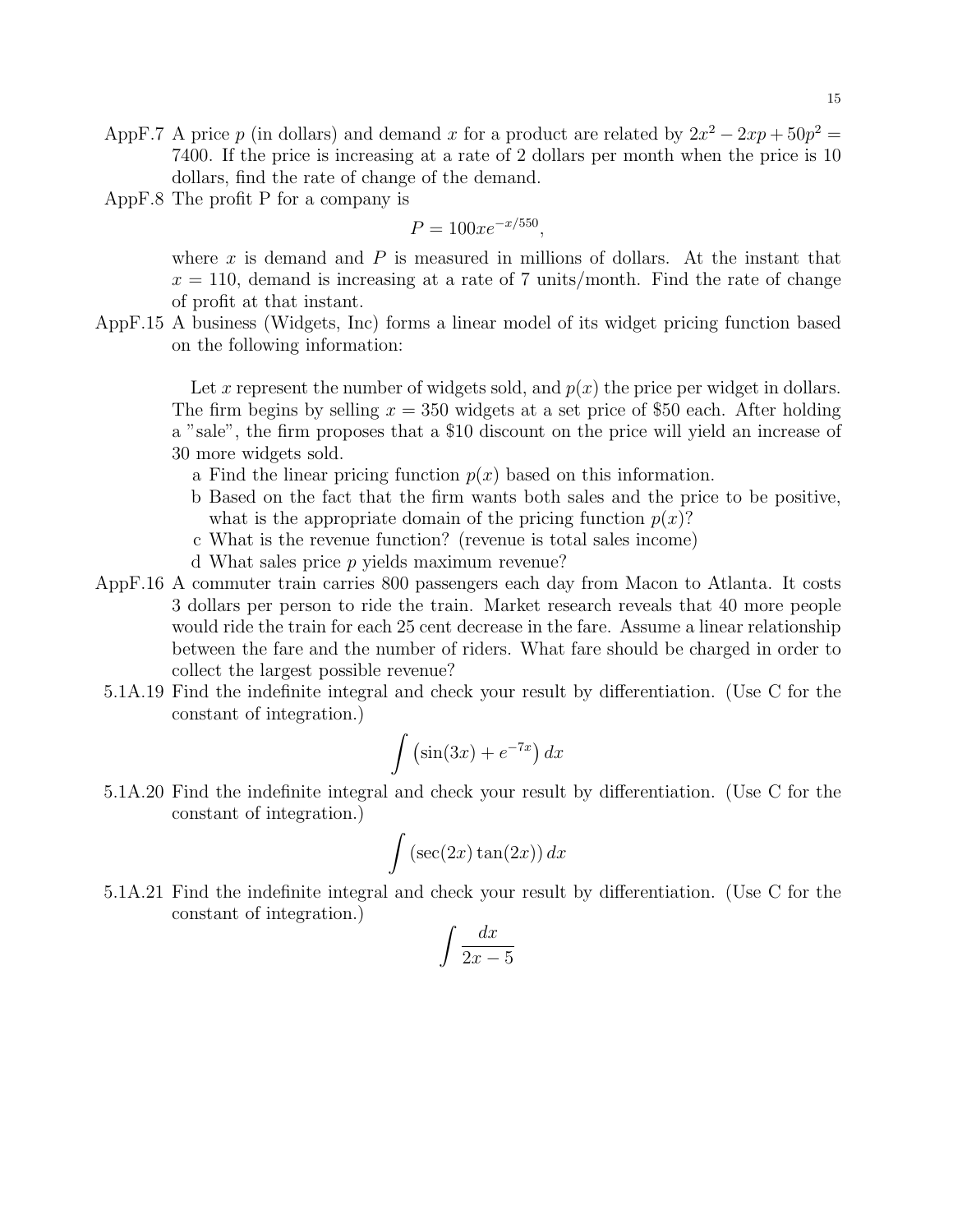AppF.7 A price $p$ (in dollars) and demand $x$ for a product are related by $2x^2 - 2xp + 50p^2 = 7400$. If the price is increasing at a rate of 2 dollars per month when the price is 10 dollars, find the rate of change of the demand.

AppF.8 The profit P for a company is

$$P = 100xe^{-x/550},$$

where $x$ is demand and $P$ is measured in millions of dollars. At the instant that $x = 110$, demand is increasing at a rate of 7 units/month. Find the rate of change of profit at that instant.

AppF.15 A business (Widgets, Inc) forms a linear model of its widget pricing function based on the following information:

Let $x$ represent the number of widgets sold, and $p(x)$ the price per widget in dollars. The firm begins by selling $x = 350$ widgets at a set price of $50 each. After holding a "sale", the firm proposes that a $10 discount on the price will yield an increase of 30 more widgets sold.

- a Find the linear pricing function $p(x)$ based on this information.
- b Based on the fact that the firm wants both sales and the price to be positive, what is the appropriate domain of the pricing function $p(x)$?
- c What is the revenue function? (revenue is total sales income)
- d What sales price $p$ yields maximum revenue?

AppF.16 A commuter train carries 800 passengers each day from Macon to Atlanta. It costs 3 dollars per person to ride the train. Market research reveals that 40 more people would ride the train for each 25 cent decrease in the fare. Assume a linear relationship between the fare and the number of riders. What fare should be charged in order to collect the largest possible revenue?

5.1A.19 Find the indefinite integral and check your result by differentiation. (Use C for the constant of integration.)

$$\int \left(\sin(3x) + e^{-7x}\right) dx$$

5.1A.20 Find the indefinite integral and check your result by differentiation. (Use C for the constant of integration.)

$$\int \left(\sec(2x)\tan(2x)\right) dx$$

5.1A.21 Find the indefinite integral and check your result by differentiation. (Use C for the constant of integration.)

$$\int \frac{dx}{2x - 5}$$